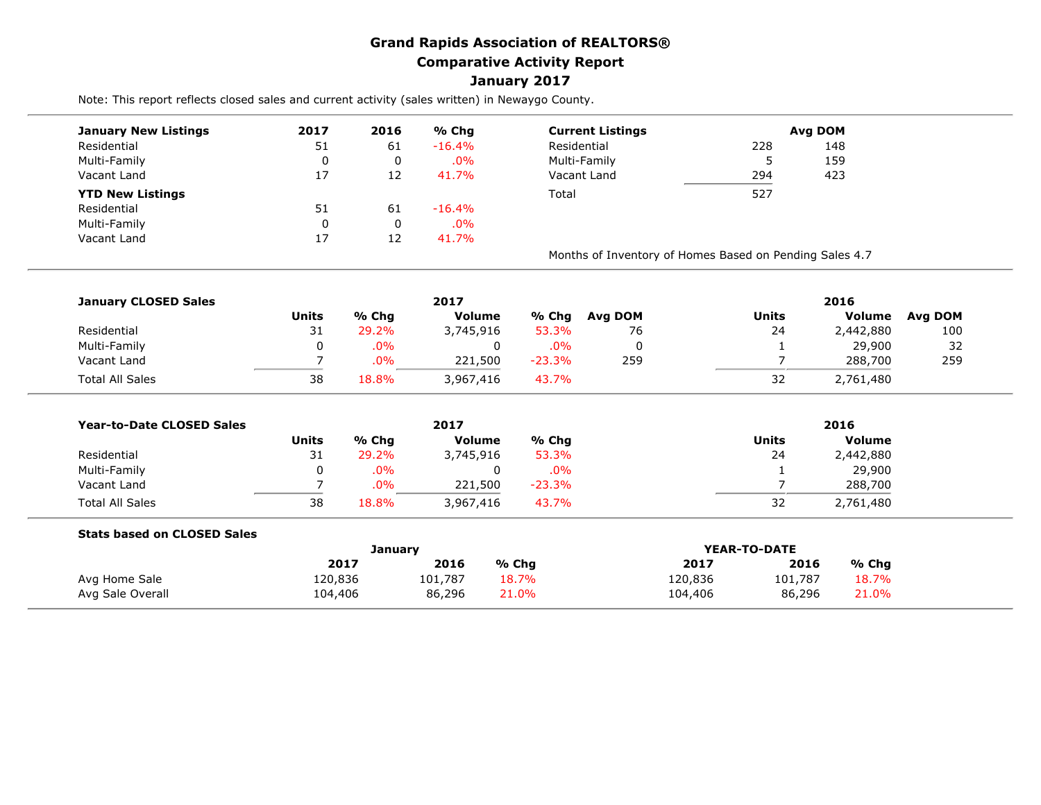# Grand Rapids Association of REALTORS®
## Comparative Activity Report
## January 2017

Note: This report reflects closed sales and current activity (sales written) in Newaygo County.

| January New Listings | 2017 | 2016 | % Chg |
|---|---|---|---|
| Residential | 51 | 61 | -16.4% |
| Multi-Family | 0 | 0 | .0% |
| Vacant Land | 17 | 12 | 41.7% |
| **YTD New Listings** | | | |
| Residential | 51 | 61 | -16.4% |
| Multi-Family | 0 | 0 | .0% |
| Vacant Land | 17 | 12 | 41.7% |

| Current Listings | | Avg DOM |
|---|---|---|
| Residential | 228 | 148 |
| Multi-Family | 5 | 159 |
| Vacant Land | 294 | 423 |
| Total | 527 | |

Months of Inventory of Homes Based on Pending Sales 4.7

| January CLOSED Sales | 2017 | | | | | 2016 | | |
|---|---|---|---|---|---|---|---|---|
| | Units | % Chg | Volume | % Chg | Avg DOM | Units | Volume | Avg DOM |
| Residential | 31 | 29.2% | 3,745,916 | 53.3% | 76 | 24 | 2,442,880 | 100 |
| Multi-Family | 0 | .0% | 0 | .0% | 0 | 1 | 29,900 | 32 |
| Vacant Land | 7 | .0% | 221,500 | -23.3% | 259 | 7 | 288,700 | 259 |
| Total All Sales | 38 | 18.8% | 3,967,416 | 43.7% | | 32 | 2,761,480 | |

| Year-to-Date CLOSED Sales | 2017 | | | | 2016 | |
|---|---|---|---|---|---|---|
| | Units | % Chg | Volume | % Chg | Units | Volume |
| Residential | 31 | 29.2% | 3,745,916 | 53.3% | 24 | 2,442,880 |
| Multi-Family | 0 | .0% | 0 | .0% | 1 | 29,900 |
| Vacant Land | 7 | .0% | 221,500 | -23.3% | 7 | 288,700 |
| Total All Sales | 38 | 18.8% | 3,967,416 | 43.7% | 32 | 2,761,480 |

| Stats based on CLOSED Sales | January | | | YEAR-TO-DATE | | |
|---|---|---|---|---|---|---|
| | 2017 | 2016 | % Chg | 2017 | 2016 | % Chg |
| Avg Home Sale | 120,836 | 101,787 | 18.7% | 120,836 | 101,787 | 18.7% |
| Avg Sale Overall | 104,406 | 86,296 | 21.0% | 104,406 | 86,296 | 21.0% |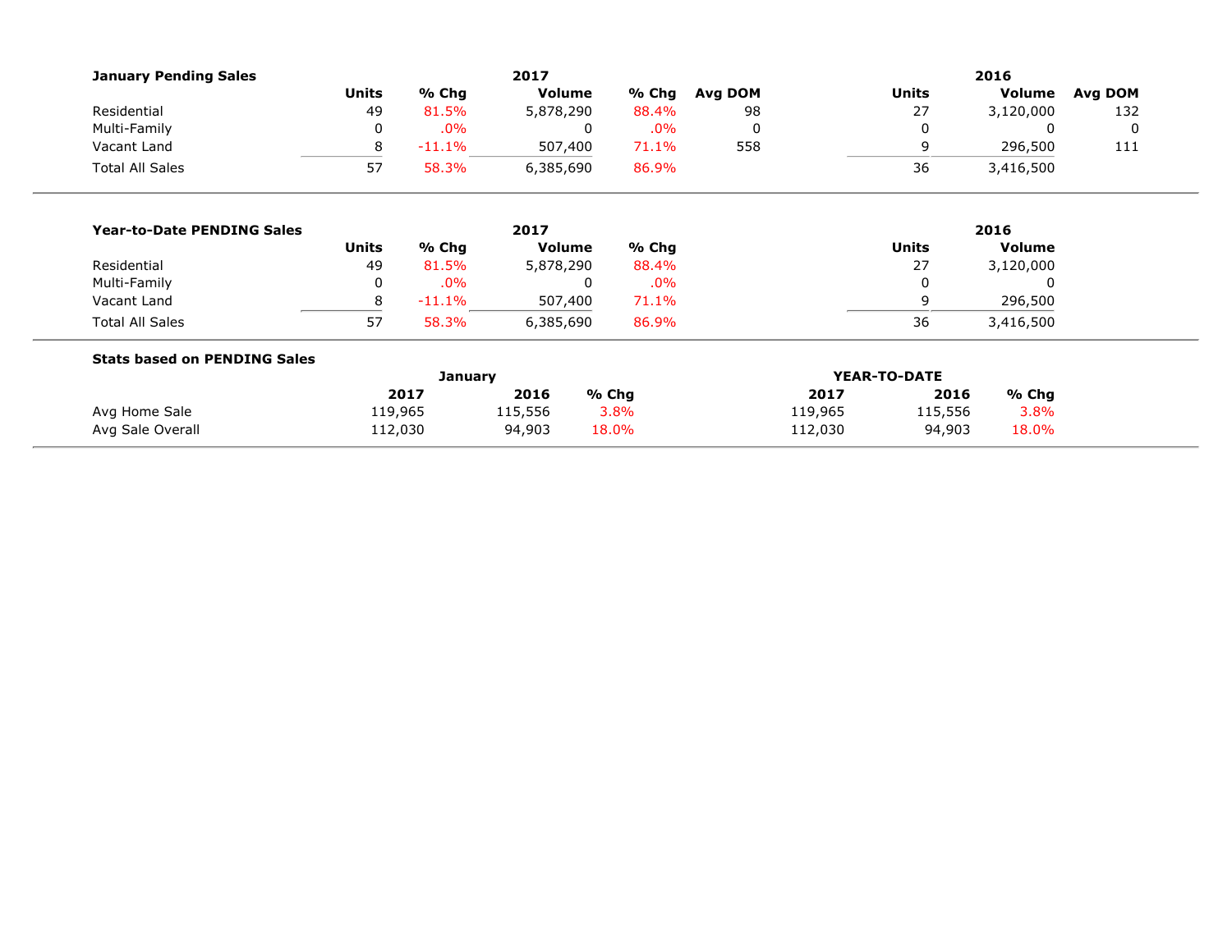### January Pending Sales

| | 2017 | | | | | 2016 | | |
|---|---|---|---|---|---|---|---|---|
| | Units | % Chg | Volume | % Chg | Avg DOM | Units | Volume | Avg DOM |
| Residential | 49 | 81.5% | 5,878,290 | 88.4% | 98 | 27 | 3,120,000 | 132 |
| Multi-Family | 0 | .0% | 0 | .0% | 0 | 0 | 0 | 0 |
| Vacant Land | 8 | -11.1% | 507,400 | 71.1% | 558 | 9 | 296,500 | 111 |
| Total All Sales | 57 | 58.3% | 6,385,690 | 86.9% | | 36 | 3,416,500 | |

### Year-to-Date PENDING Sales

| | 2017 | | | | 2016 | |
|---|---|---|---|---|---|---|
| | Units | % Chg | Volume | % Chg | Units | Volume |
| Residential | 49 | 81.5% | 5,878,290 | 88.4% | 27 | 3,120,000 |
| Multi-Family | 0 | .0% | 0 | .0% | 0 | 0 |
| Vacant Land | 8 | -11.1% | 507,400 | 71.1% | 9 | 296,500 |
| Total All Sales | 57 | 58.3% | 6,385,690 | 86.9% | 36 | 3,416,500 |

### Stats based on PENDING Sales

| | January | | | YEAR-TO-DATE | | |
|---|---|---|---|---|---|---|
| | 2017 | 2016 | % Chg | 2017 | 2016 | % Chg |
| Avg Home Sale | 119,965 | 115,556 | 3.8% | 119,965 | 115,556 | 3.8% |
| Avg Sale Overall | 112,030 | 94,903 | 18.0% | 112,030 | 94,903 | 18.0% |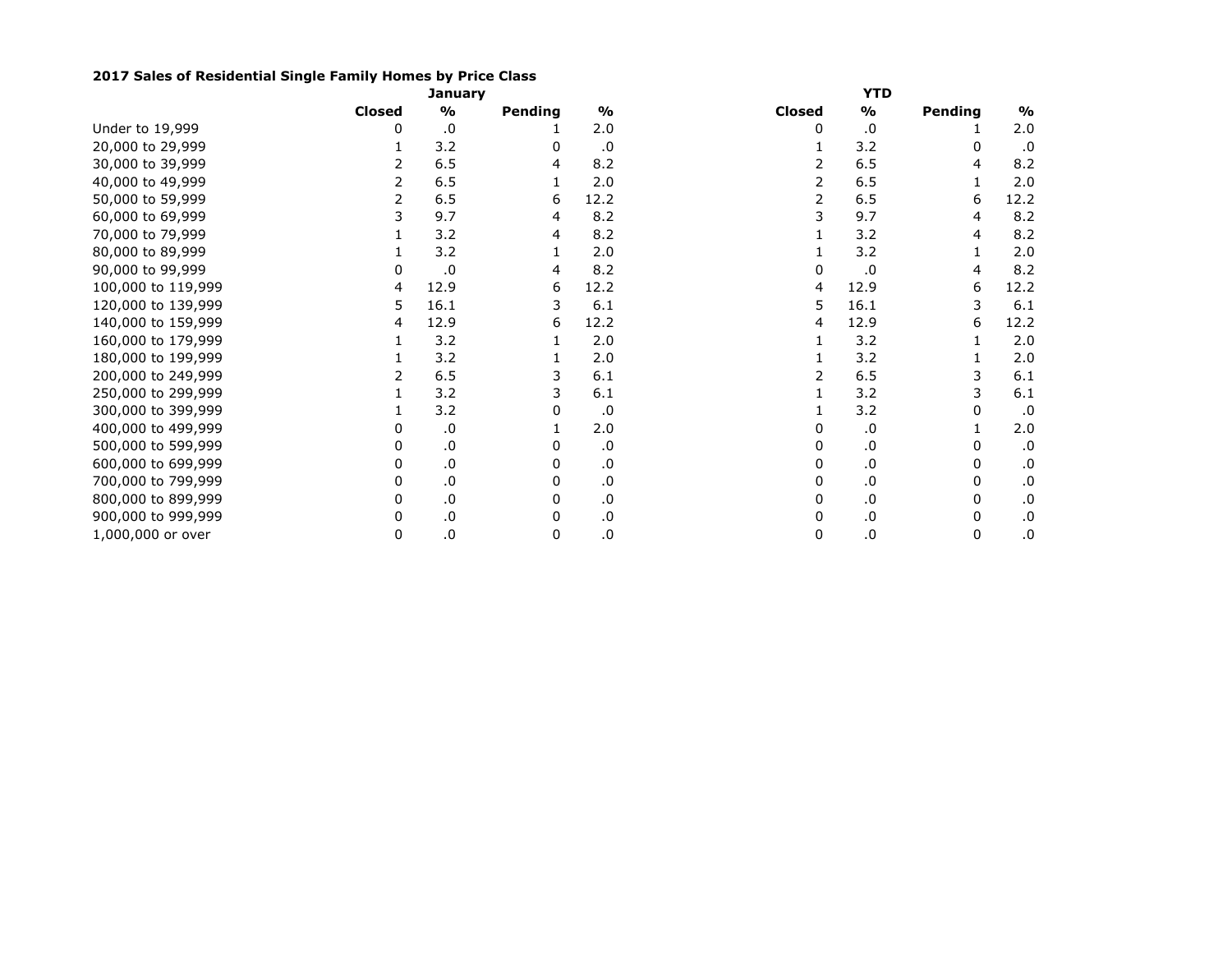**2017 Sales of Residential Single Family Homes by Price Class**

| | January | | | | YTD | | | |
|---|---|---|---|---|---|---|---|---|
| | **Closed** | **%** | **Pending** | **%** | **Closed** | **%** | **Pending** | **%** |
| Under to 19,999 | 0 | .0 | 1 | 2.0 | 0 | .0 | 1 | 2.0 |
| 20,000 to 29,999 | 1 | 3.2 | 0 | .0 | 1 | 3.2 | 0 | .0 |
| 30,000 to 39,999 | 2 | 6.5 | 4 | 8.2 | 2 | 6.5 | 4 | 8.2 |
| 40,000 to 49,999 | 2 | 6.5 | 1 | 2.0 | 2 | 6.5 | 1 | 2.0 |
| 50,000 to 59,999 | 2 | 6.5 | 6 | 12.2 | 2 | 6.5 | 6 | 12.2 |
| 60,000 to 69,999 | 3 | 9.7 | 4 | 8.2 | 3 | 9.7 | 4 | 8.2 |
| 70,000 to 79,999 | 1 | 3.2 | 4 | 8.2 | 1 | 3.2 | 4 | 8.2 |
| 80,000 to 89,999 | 1 | 3.2 | 1 | 2.0 | 1 | 3.2 | 1 | 2.0 |
| 90,000 to 99,999 | 0 | .0 | 4 | 8.2 | 0 | .0 | 4 | 8.2 |
| 100,000 to 119,999 | 4 | 12.9 | 6 | 12.2 | 4 | 12.9 | 6 | 12.2 |
| 120,000 to 139,999 | 5 | 16.1 | 3 | 6.1 | 5 | 16.1 | 3 | 6.1 |
| 140,000 to 159,999 | 4 | 12.9 | 6 | 12.2 | 4 | 12.9 | 6 | 12.2 |
| 160,000 to 179,999 | 1 | 3.2 | 1 | 2.0 | 1 | 3.2 | 1 | 2.0 |
| 180,000 to 199,999 | 1 | 3.2 | 1 | 2.0 | 1 | 3.2 | 1 | 2.0 |
| 200,000 to 249,999 | 2 | 6.5 | 3 | 6.1 | 2 | 6.5 | 3 | 6.1 |
| 250,000 to 299,999 | 1 | 3.2 | 3 | 6.1 | 1 | 3.2 | 3 | 6.1 |
| 300,000 to 399,999 | 1 | 3.2 | 0 | .0 | 1 | 3.2 | 0 | .0 |
| 400,000 to 499,999 | 0 | .0 | 1 | 2.0 | 0 | .0 | 1 | 2.0 |
| 500,000 to 599,999 | 0 | .0 | 0 | .0 | 0 | .0 | 0 | .0 |
| 600,000 to 699,999 | 0 | .0 | 0 | .0 | 0 | .0 | 0 | .0 |
| 700,000 to 799,999 | 0 | .0 | 0 | .0 | 0 | .0 | 0 | .0 |
| 800,000 to 899,999 | 0 | .0 | 0 | .0 | 0 | .0 | 0 | .0 |
| 900,000 to 999,999 | 0 | .0 | 0 | .0 | 0 | .0 | 0 | .0 |
| 1,000,000 or over | 0 | .0 | 0 | .0 | 0 | .0 | 0 | .0 |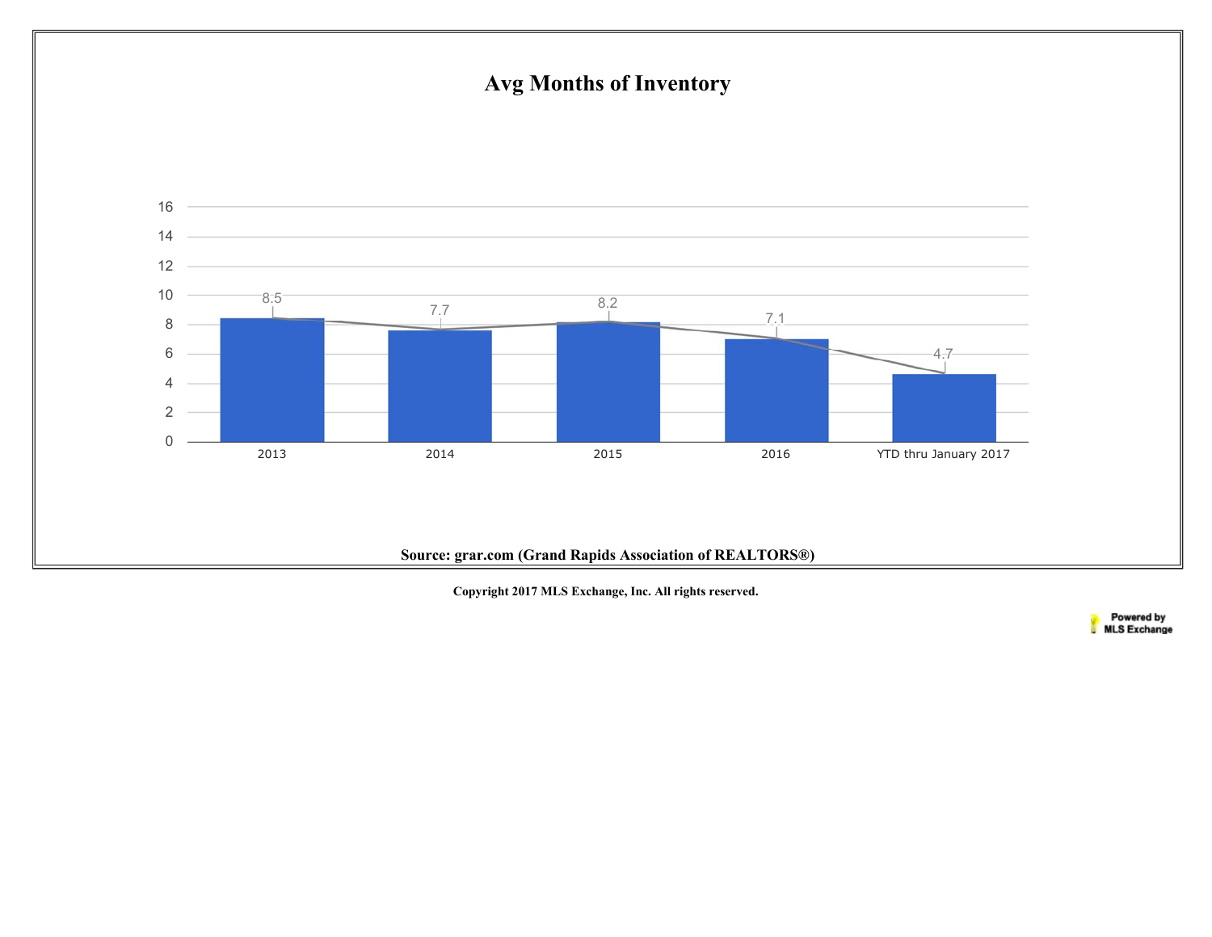# Avg Months of Inventory

16
14
12
10
8
6
4
2
0

8.5
7.7
8.2
7.1
4.7

2013
2014
2015
2016
YTD thru January 2017

**Source: grar.com (Grand Rapids Association of REALTORS®)**

**Copyright 2017 MLS Exchange, Inc. All rights reserved.**

Powered by MLS Exchange